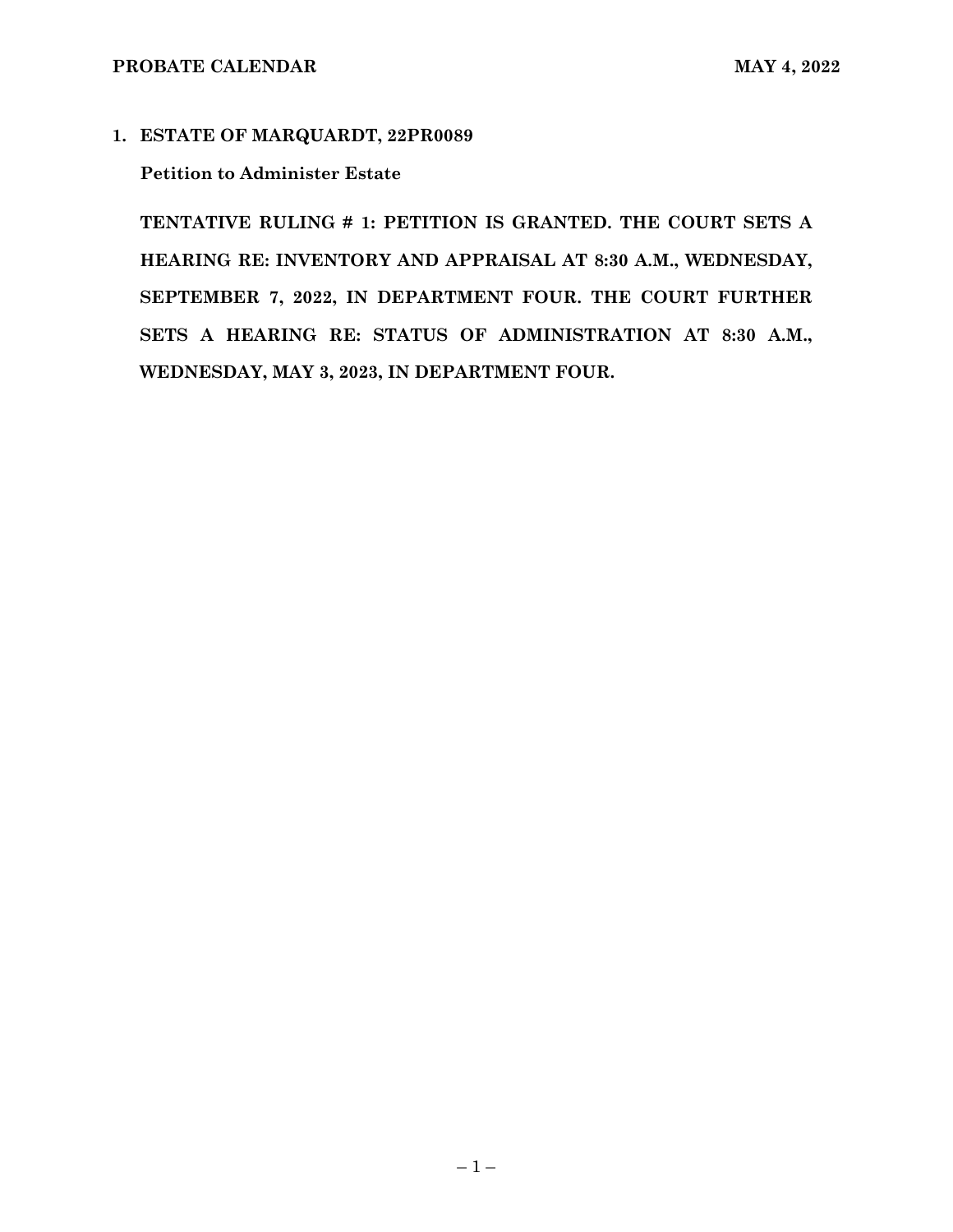**PROBATE CALENDAR MAY 4, 2022**

1. **ESTATE OF MARQUARDT, 22PR0089**

   **Petition to Administer Estate**

   **TENTATIVE RULING # 1: PETITION IS GRANTED. THE COURT SETS A HEARING RE: INVENTORY AND APPRAISAL AT 8:30 A.M., WEDNESDAY, SEPTEMBER 7, 2022, IN DEPARTMENT FOUR. THE COURT FURTHER SETS A HEARING RE: STATUS OF ADMINISTRATION AT 8:30 A.M., WEDNESDAY, MAY 3, 2023, IN DEPARTMENT FOUR.**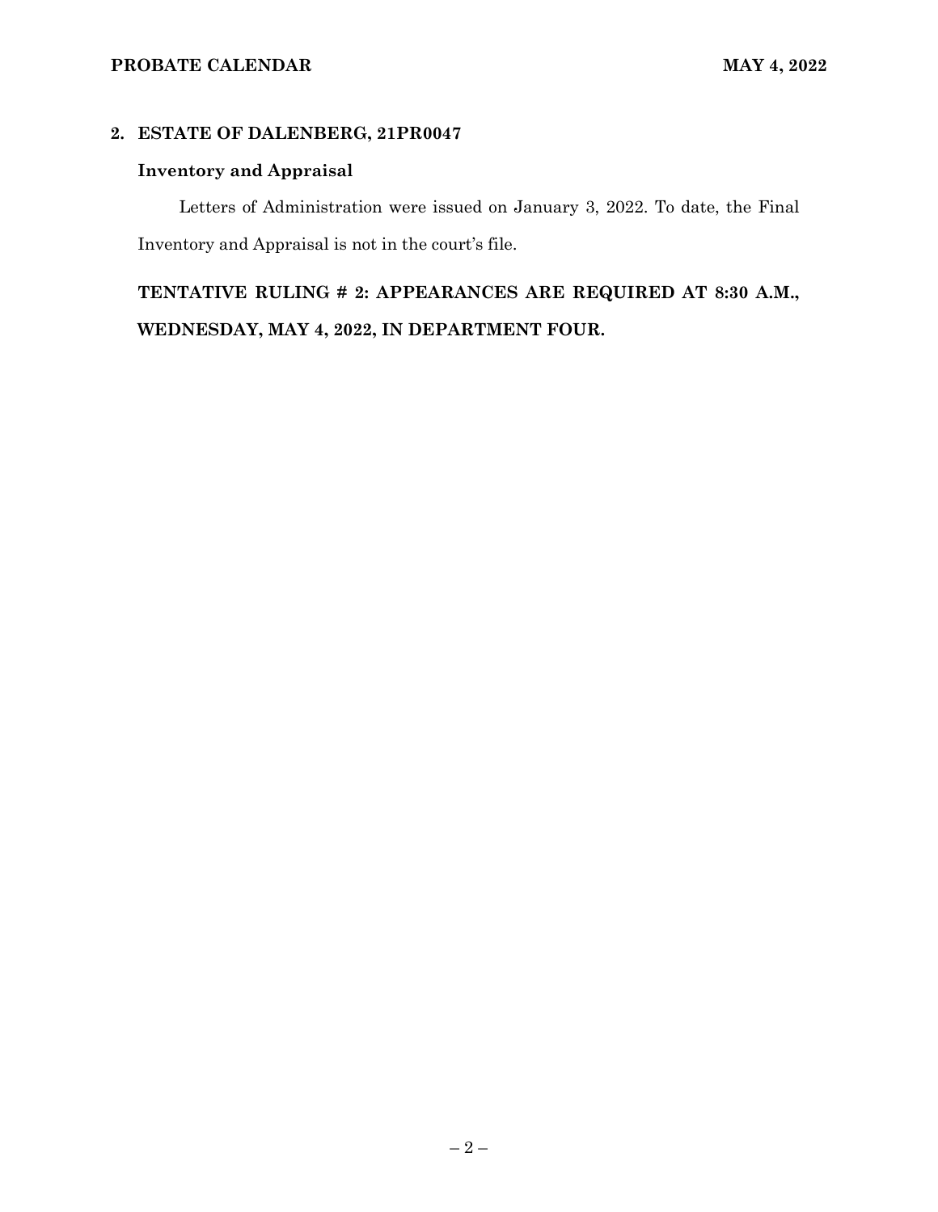## 2. ESTATE OF DALENBERG, 21PR0047

### Inventory and Appraisal

Letters of Administration were issued on January 3, 2022. To date, the Final Inventory and Appraisal is not in the court's file.

**TENTATIVE RULING # 2: APPEARANCES ARE REQUIRED AT 8:30 A.M., WEDNESDAY, MAY 4, 2022, IN DEPARTMENT FOUR.**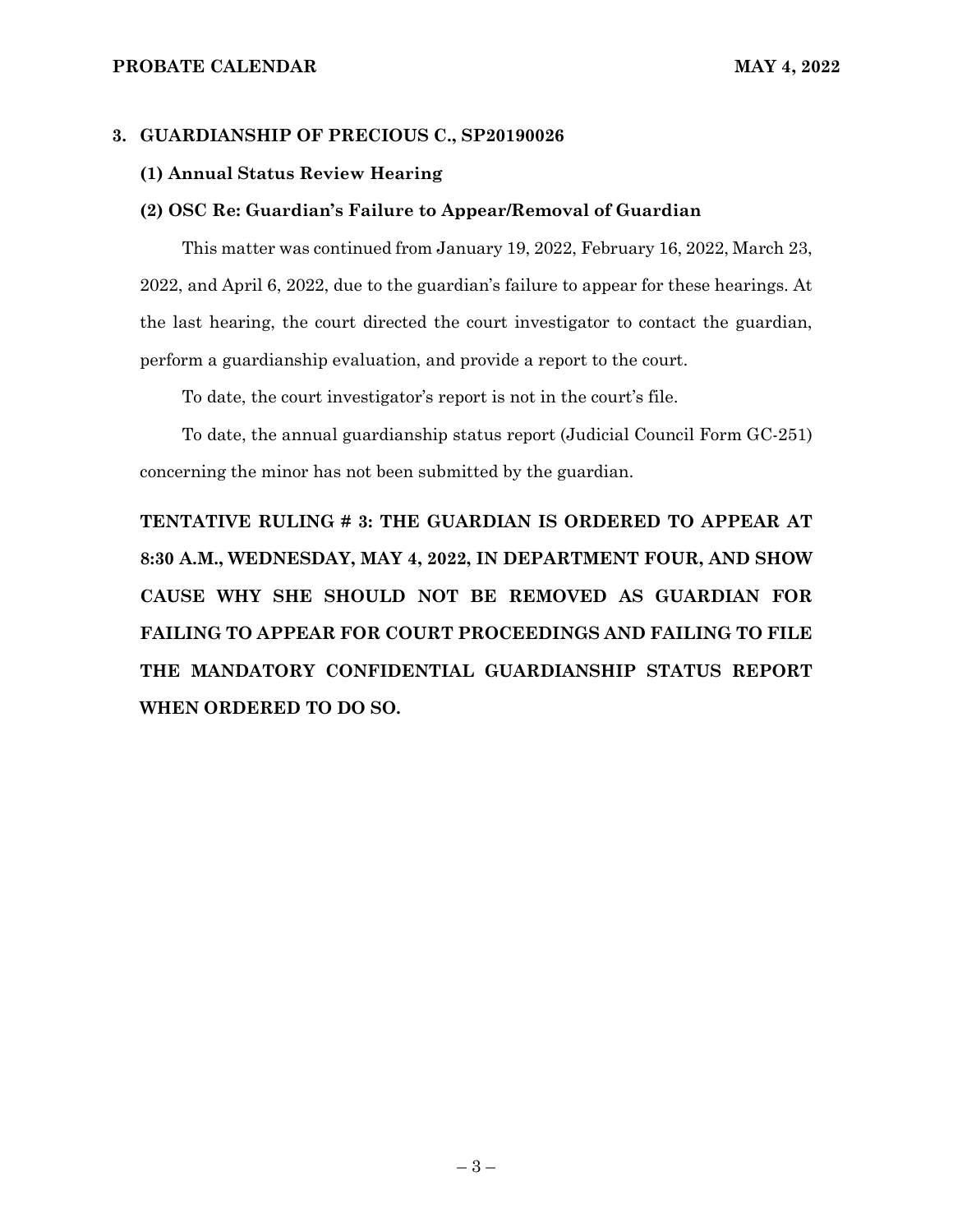### 3. GUARDIANSHIP OF PRECIOUS C., SP20190026

**(1) Annual Status Review Hearing**

**(2) OSC Re: Guardian's Failure to Appear/Removal of Guardian**

This matter was continued from January 19, 2022, February 16, 2022, March 23, 2022, and April 6, 2022, due to the guardian's failure to appear for these hearings. At the last hearing, the court directed the court investigator to contact the guardian, perform a guardianship evaluation, and provide a report to the court.

To date, the court investigator's report is not in the court's file.

To date, the annual guardianship status report (Judicial Council Form GC-251) concerning the minor has not been submitted by the guardian.

**TENTATIVE RULING # 3: THE GUARDIAN IS ORDERED TO APPEAR AT 8:30 A.M., WEDNESDAY, MAY 4, 2022, IN DEPARTMENT FOUR, AND SHOW CAUSE WHY SHE SHOULD NOT BE REMOVED AS GUARDIAN FOR FAILING TO APPEAR FOR COURT PROCEEDINGS AND FAILING TO FILE THE MANDATORY CONFIDENTIAL GUARDIANSHIP STATUS REPORT WHEN ORDERED TO DO SO.**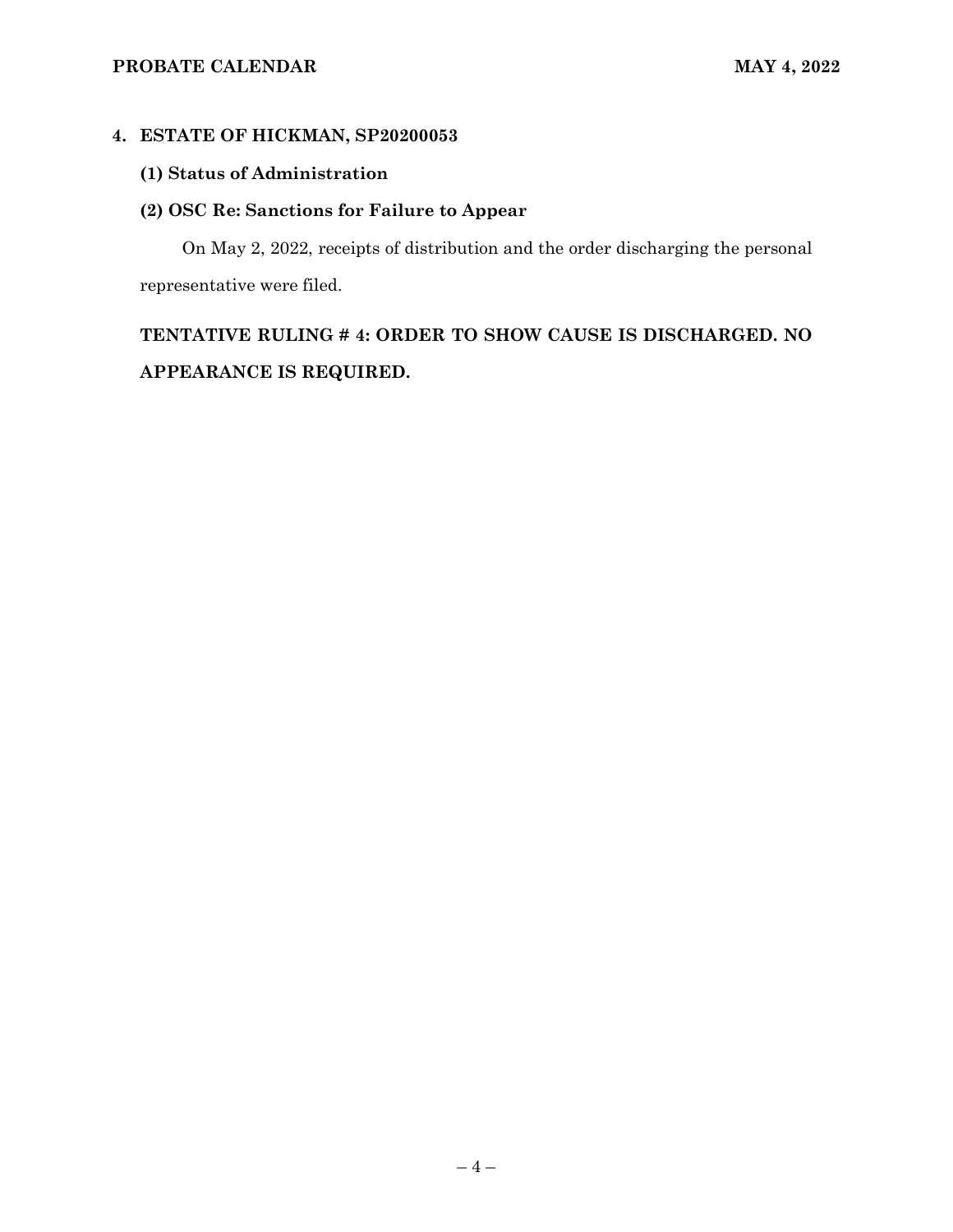## 4. ESTATE OF HICKMAN, SP20200053

### (1) Status of Administration

### (2) OSC Re: Sanctions for Failure to Appear

On May 2, 2022, receipts of distribution and the order discharging the personal representative were filed.

**TENTATIVE RULING # 4: ORDER TO SHOW CAUSE IS DISCHARGED. NO APPEARANCE IS REQUIRED.**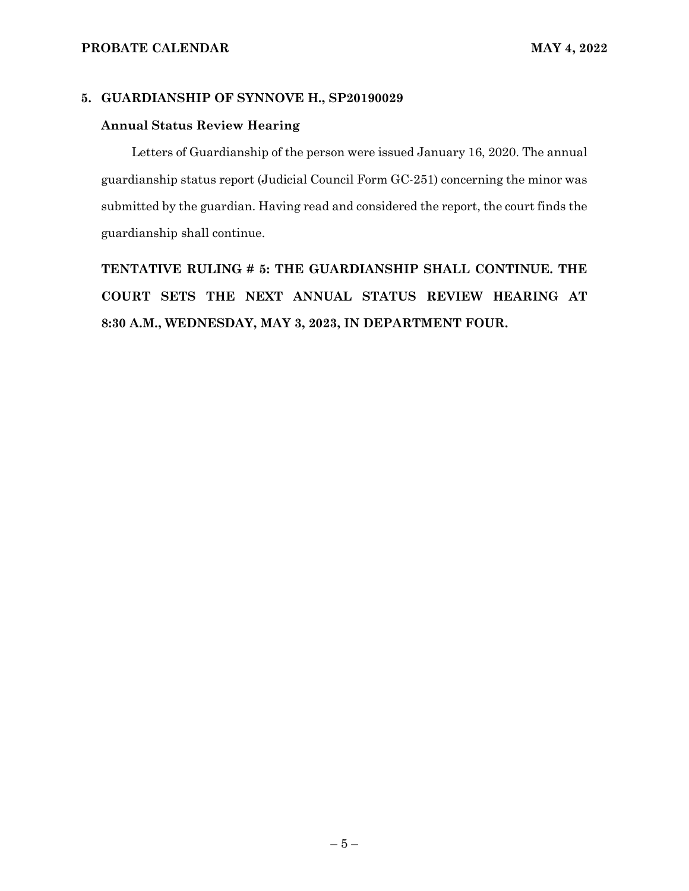**5. GUARDIANSHIP OF SYNNOVE H., SP20190029**

**Annual Status Review Hearing**

Letters of Guardianship of the person were issued January 16, 2020. The annual guardianship status report (Judicial Council Form GC-251) concerning the minor was submitted by the guardian. Having read and considered the report, the court finds the guardianship shall continue.

**TENTATIVE RULING # 5: THE GUARDIANSHIP SHALL CONTINUE. THE COURT SETS THE NEXT ANNUAL STATUS REVIEW HEARING AT 8:30 A.M., WEDNESDAY, MAY 3, 2023, IN DEPARTMENT FOUR.**